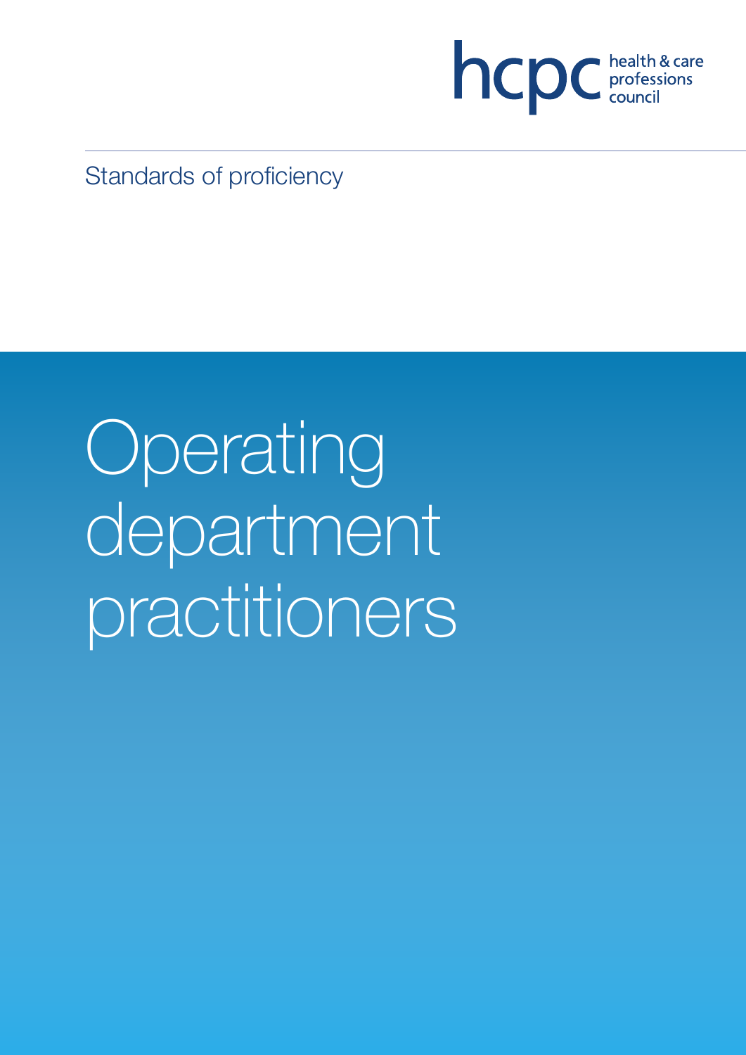hcpc health & care professions council

Standards of proficiency

# Operating department practitioners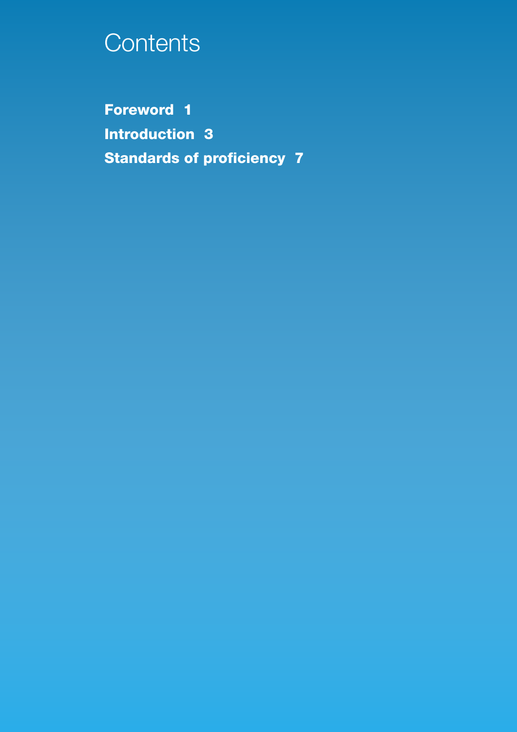# Contents

**Foreword 1**

**Introduction 3**

**Standards of proficiency 7**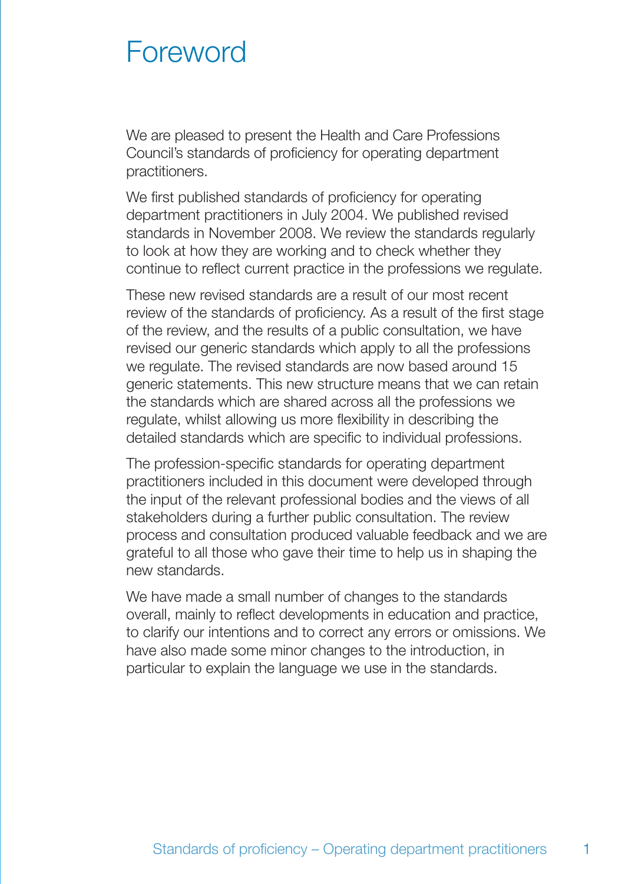# Foreword

We are pleased to present the Health and Care Professions Council's standards of proficiency for operating department practitioners.

We first published standards of proficiency for operating department practitioners in July 2004. We published revised standards in November 2008. We review the standards regularly to look at how they are working and to check whether they continue to reflect current practice in the professions we regulate.

These new revised standards are a result of our most recent review of the standards of proficiency. As a result of the first stage of the review, and the results of a public consultation, we have revised our generic standards which apply to all the professions we regulate. The revised standards are now based around 15 generic statements. This new structure means that we can retain the standards which are shared across all the professions we regulate, whilst allowing us more flexibility in describing the detailed standards which are specific to individual professions.

The profession-specific standards for operating department practitioners included in this document were developed through the input of the relevant professional bodies and the views of all stakeholders during a further public consultation. The review process and consultation produced valuable feedback and we are grateful to all those who gave their time to help us in shaping the new standards.

We have made a small number of changes to the standards overall, mainly to reflect developments in education and practice, to clarify our intentions and to correct any errors or omissions. We have also made some minor changes to the introduction, in particular to explain the language we use in the standards.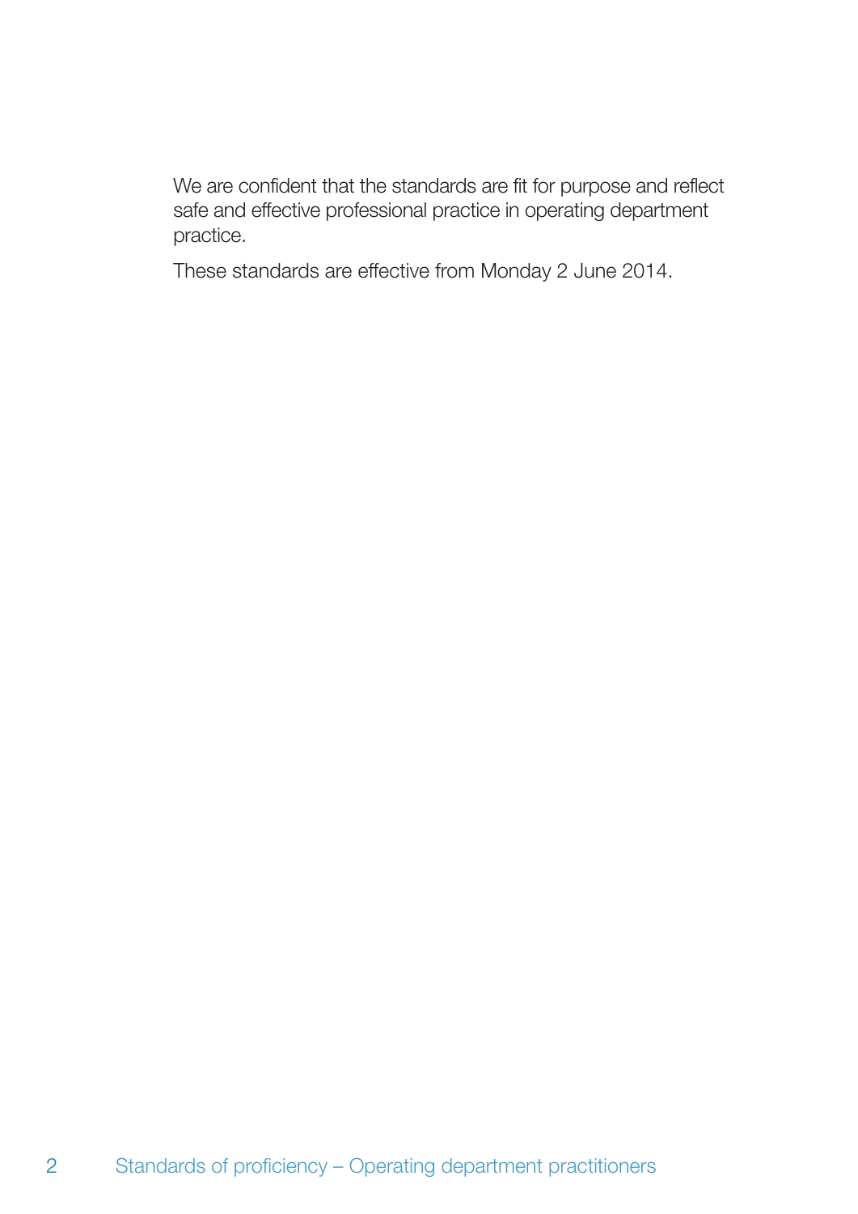We are confident that the standards are fit for purpose and reflect safe and effective professional practice in operating department practice.

These standards are effective from Monday 2 June 2014.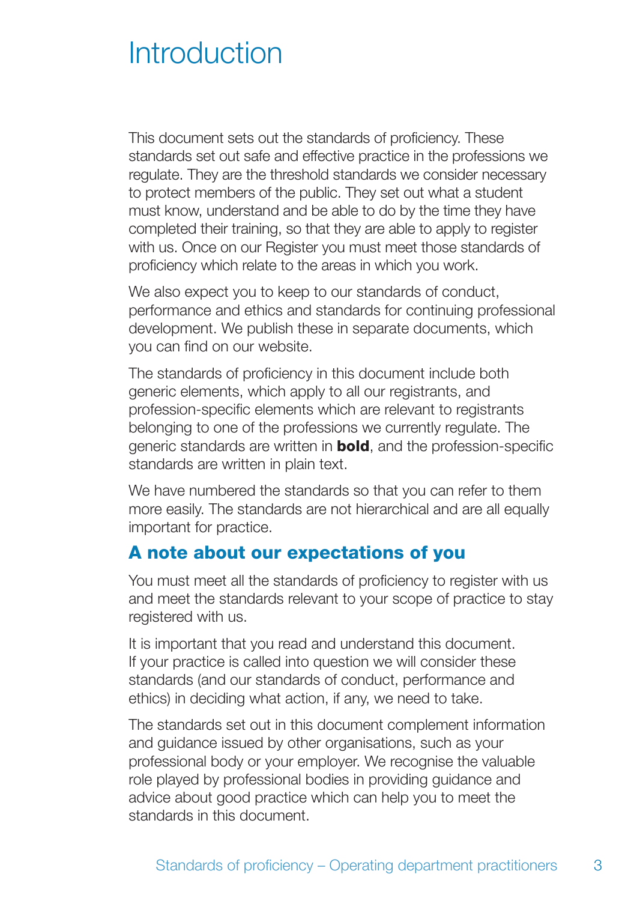# Introduction

This document sets out the standards of proficiency. These standards set out safe and effective practice in the professions we regulate. They are the threshold standards we consider necessary to protect members of the public. They set out what a student must know, understand and be able to do by the time they have completed their training, so that they are able to apply to register with us. Once on our Register you must meet those standards of proficiency which relate to the areas in which you work.

We also expect you to keep to our standards of conduct, performance and ethics and standards for continuing professional development. We publish these in separate documents, which you can find on our website.

The standards of proficiency in this document include both generic elements, which apply to all our registrants, and profession-specific elements which are relevant to registrants belonging to one of the professions we currently regulate. The generic standards are written in **bold**, and the profession-specific standards are written in plain text.

We have numbered the standards so that you can refer to them more easily. The standards are not hierarchical and are all equally important for practice.

## A note about our expectations of you

You must meet all the standards of proficiency to register with us and meet the standards relevant to your scope of practice to stay registered with us.

It is important that you read and understand this document. If your practice is called into question we will consider these standards (and our standards of conduct, performance and ethics) in deciding what action, if any, we need to take.

The standards set out in this document complement information and guidance issued by other organisations, such as your professional body or your employer. We recognise the valuable role played by professional bodies in providing guidance and advice about good practice which can help you to meet the standards in this document.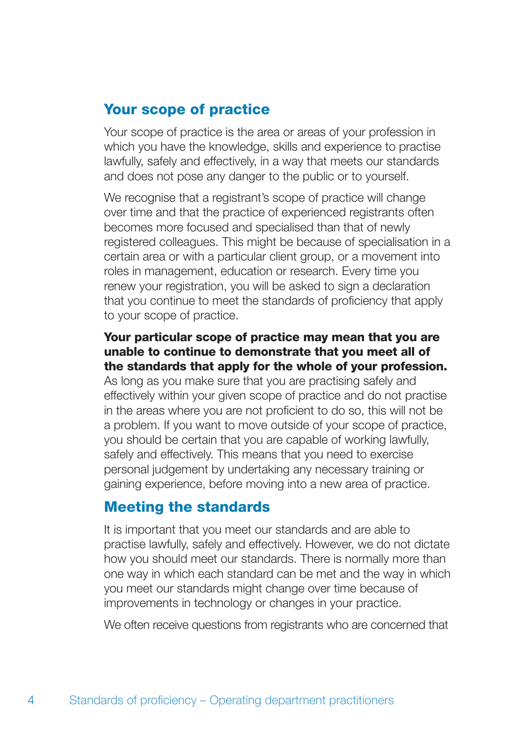## Your scope of practice

Your scope of practice is the area or areas of your profession in which you have the knowledge, skills and experience to practise lawfully, safely and effectively, in a way that meets our standards and does not pose any danger to the public or to yourself.

We recognise that a registrant's scope of practice will change over time and that the practice of experienced registrants often becomes more focused and specialised than that of newly registered colleagues. This might be because of specialisation in a certain area or with a particular client group, or a movement into roles in management, education or research. Every time you renew your registration, you will be asked to sign a declaration that you continue to meet the standards of proficiency that apply to your scope of practice.

**Your particular scope of practice may mean that you are unable to continue to demonstrate that you meet all of the standards that apply for the whole of your profession.** As long as you make sure that you are practising safely and effectively within your given scope of practice and do not practise in the areas where you are not proficient to do so, this will not be a problem. If you want to move outside of your scope of practice, you should be certain that you are capable of working lawfully, safely and effectively. This means that you need to exercise personal judgement by undertaking any necessary training or gaining experience, before moving into a new area of practice.

## Meeting the standards

It is important that you meet our standards and are able to practise lawfully, safely and effectively. However, we do not dictate how you should meet our standards. There is normally more than one way in which each standard can be met and the way in which you meet our standards might change over time because of improvements in technology or changes in your practice.

We often receive questions from registrants who are concerned that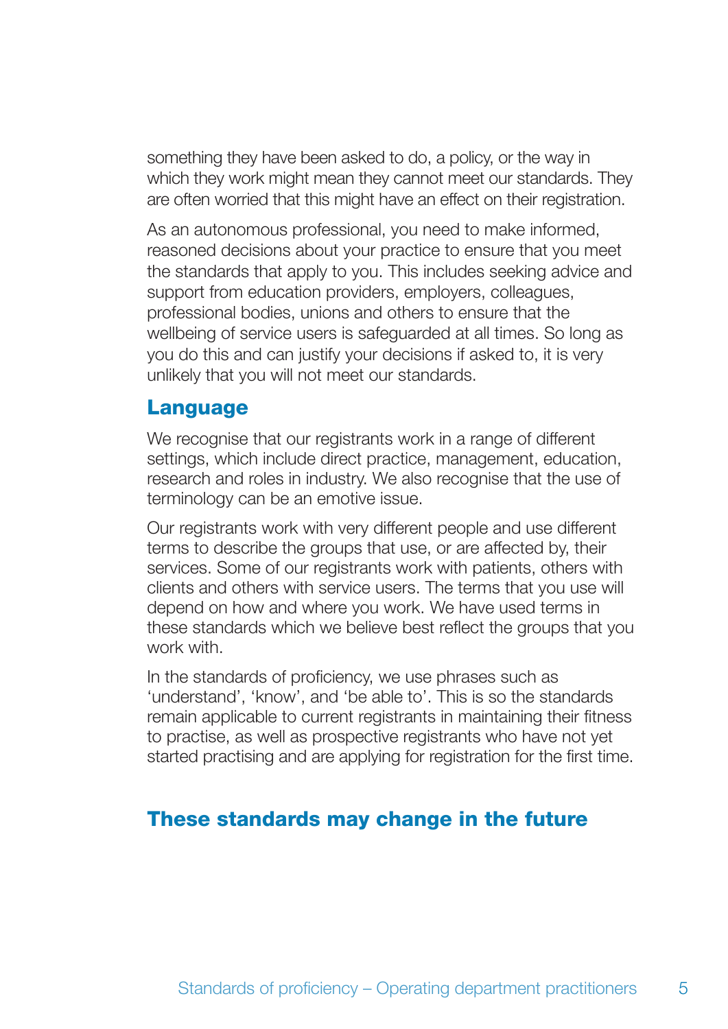something they have been asked to do, a policy, or the way in which they work might mean they cannot meet our standards. They are often worried that this might have an effect on their registration.

As an autonomous professional, you need to make informed, reasoned decisions about your practice to ensure that you meet the standards that apply to you. This includes seeking advice and support from education providers, employers, colleagues, professional bodies, unions and others to ensure that the wellbeing of service users is safeguarded at all times. So long as you do this and can justify your decisions if asked to, it is very unlikely that you will not meet our standards.

## Language

We recognise that our registrants work in a range of different settings, which include direct practice, management, education, research and roles in industry. We also recognise that the use of terminology can be an emotive issue.

Our registrants work with very different people and use different terms to describe the groups that use, or are affected by, their services. Some of our registrants work with patients, others with clients and others with service users. The terms that you use will depend on how and where you work. We have used terms in these standards which we believe best reflect the groups that you work with.

In the standards of proficiency, we use phrases such as 'understand', 'know', and 'be able to'. This is so the standards remain applicable to current registrants in maintaining their fitness to practise, as well as prospective registrants who have not yet started practising and are applying for registration for the first time.

## These standards may change in the future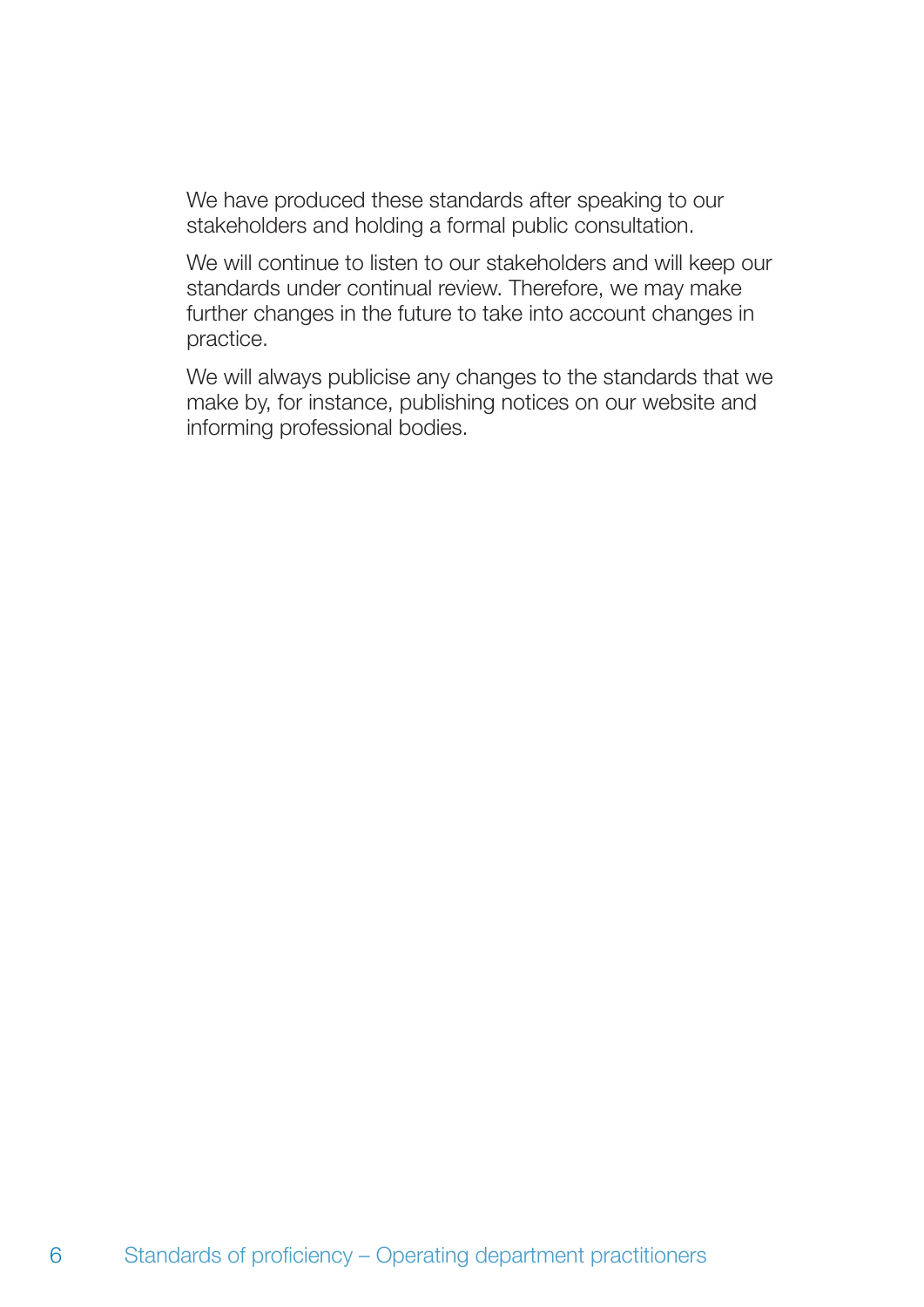We have produced these standards after speaking to our stakeholders and holding a formal public consultation.

We will continue to listen to our stakeholders and will keep our standards under continual review. Therefore, we may make further changes in the future to take into account changes in practice.

We will always publicise any changes to the standards that we make by, for instance, publishing notices on our website and informing professional bodies.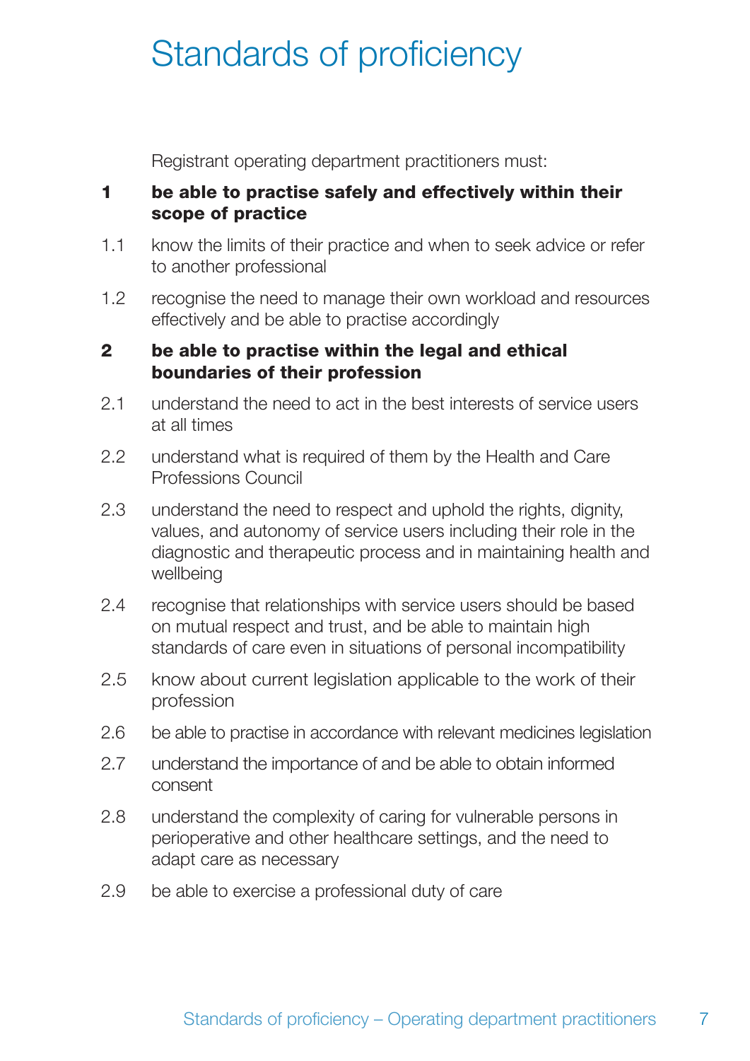# Standards of proficiency

Registrant operating department practitioners must:

**1 be able to practise safely and effectively within their scope of practice**

1.1 know the limits of their practice and when to seek advice or refer to another professional

1.2 recognise the need to manage their own workload and resources effectively and be able to practise accordingly

**2 be able to practise within the legal and ethical boundaries of their profession**

2.1 understand the need to act in the best interests of service users at all times

2.2 understand what is required of them by the Health and Care Professions Council

2.3 understand the need to respect and uphold the rights, dignity, values, and autonomy of service users including their role in the diagnostic and therapeutic process and in maintaining health and wellbeing

2.4 recognise that relationships with service users should be based on mutual respect and trust, and be able to maintain high standards of care even in situations of personal incompatibility

2.5 know about current legislation applicable to the work of their profession

2.6 be able to practise in accordance with relevant medicines legislation

2.7 understand the importance of and be able to obtain informed consent

2.8 understand the complexity of caring for vulnerable persons in perioperative and other healthcare settings, and the need to adapt care as necessary

2.9 be able to exercise a professional duty of care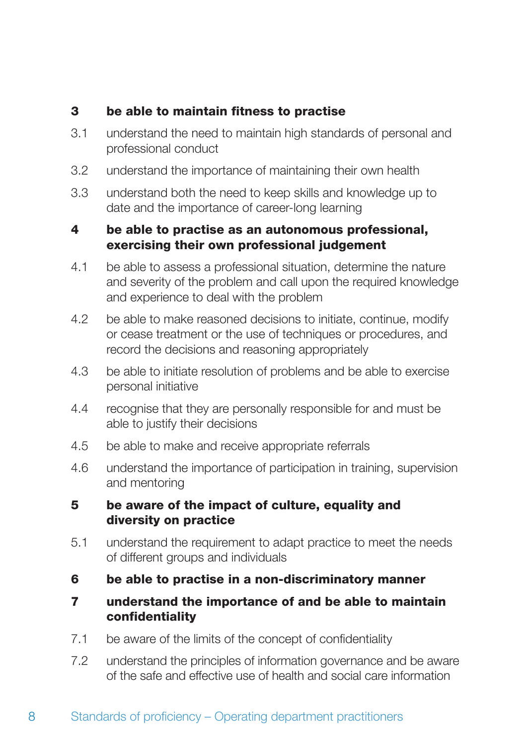**3 be able to maintain fitness to practise**

3.1 understand the need to maintain high standards of personal and professional conduct

3.2 understand the importance of maintaining their own health

3.3 understand both the need to keep skills and knowledge up to date and the importance of career-long learning

**4 be able to practise as an autonomous professional, exercising their own professional judgement**

4.1 be able to assess a professional situation, determine the nature and severity of the problem and call upon the required knowledge and experience to deal with the problem

4.2 be able to make reasoned decisions to initiate, continue, modify or cease treatment or the use of techniques or procedures, and record the decisions and reasoning appropriately

4.3 be able to initiate resolution of problems and be able to exercise personal initiative

4.4 recognise that they are personally responsible for and must be able to justify their decisions

4.5 be able to make and receive appropriate referrals

4.6 understand the importance of participation in training, supervision and mentoring

**5 be aware of the impact of culture, equality and diversity on practice**

5.1 understand the requirement to adapt practice to meet the needs of different groups and individuals

**6 be able to practise in a non-discriminatory manner**

**7 understand the importance of and be able to maintain confidentiality**

7.1 be aware of the limits of the concept of confidentiality

7.2 understand the principles of information governance and be aware of the safe and effective use of health and social care information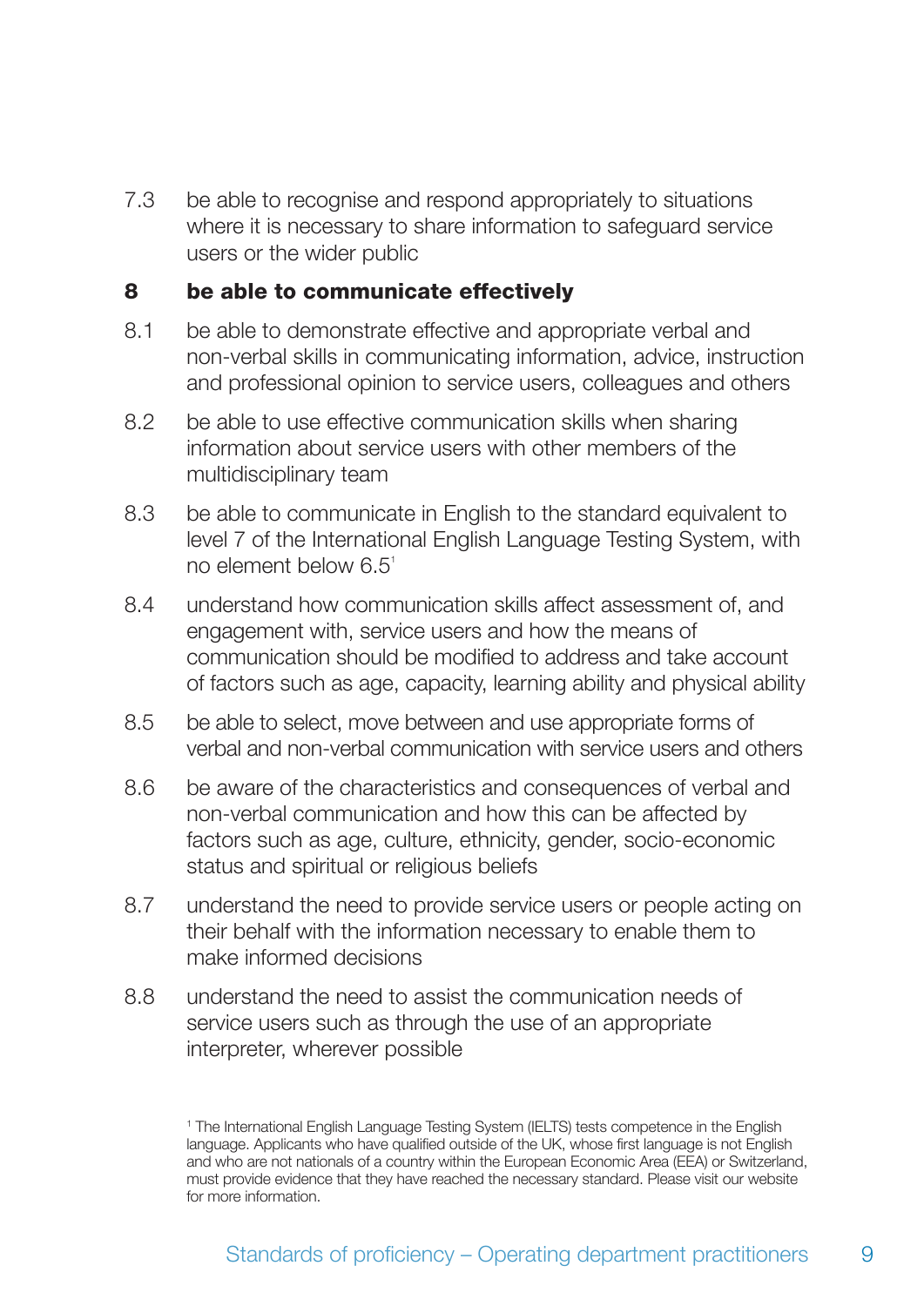7.3 be able to recognise and respond appropriately to situations where it is necessary to share information to safeguard service users or the wider public

**8 be able to communicate effectively**

8.1 be able to demonstrate effective and appropriate verbal and non-verbal skills in communicating information, advice, instruction and professional opinion to service users, colleagues and others

8.2 be able to use effective communication skills when sharing information about service users with other members of the multidisciplinary team

8.3 be able to communicate in English to the standard equivalent to level 7 of the International English Language Testing System, with no element below 6.5[1]

8.4 understand how communication skills affect assessment of, and engagement with, service users and how the means of communication should be modified to address and take account of factors such as age, capacity, learning ability and physical ability

8.5 be able to select, move between and use appropriate forms of verbal and non-verbal communication with service users and others

8.6 be aware of the characteristics and consequences of verbal and non-verbal communication and how this can be affected by factors such as age, culture, ethnicity, gender, socio-economic status and spiritual or religious beliefs

8.7 understand the need to provide service users or people acting on their behalf with the information necessary to enable them to make informed decisions

8.8 understand the need to assist the communication needs of service users such as through the use of an appropriate interpreter, wherever possible

[1] The International English Language Testing System (IELTS) tests competence in the English language. Applicants who have qualified outside of the UK, whose first language is not English and who are not nationals of a country within the European Economic Area (EEA) or Switzerland, must provide evidence that they have reached the necessary standard. Please visit our website for more information.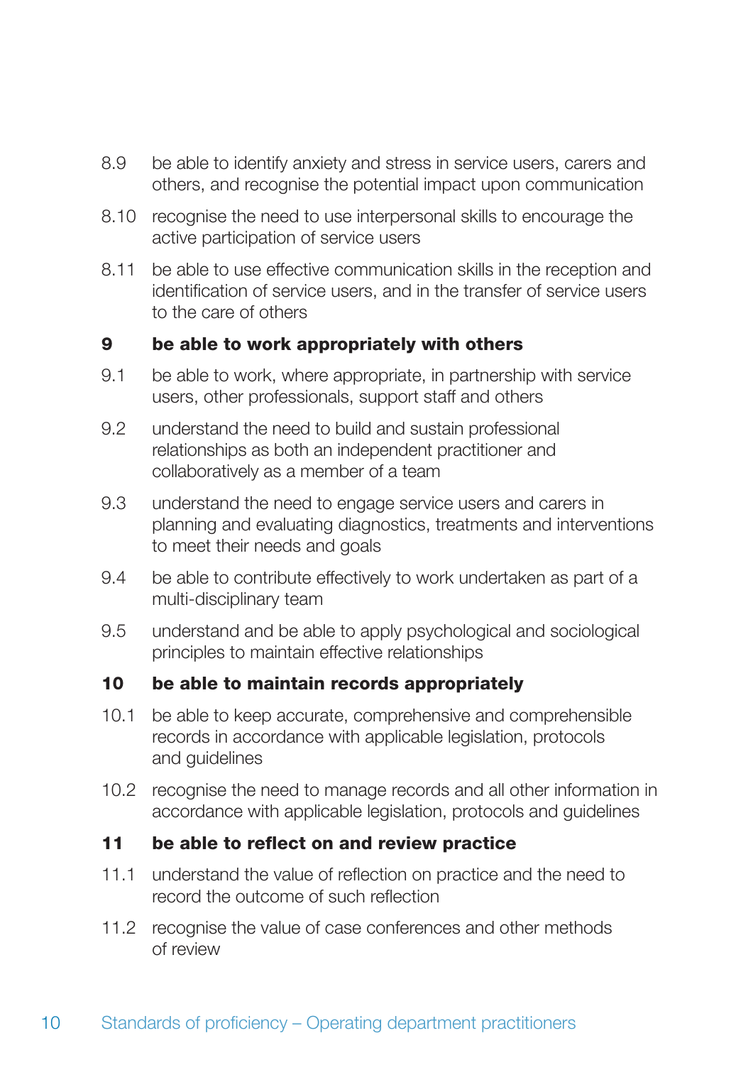8.9 be able to identify anxiety and stress in service users, carers and others, and recognise the potential impact upon communication

8.10 recognise the need to use interpersonal skills to encourage the active participation of service users

8.11 be able to use effective communication skills in the reception and identification of service users, and in the transfer of service users to the care of others

**9 be able to work appropriately with others**

9.1 be able to work, where appropriate, in partnership with service users, other professionals, support staff and others

9.2 understand the need to build and sustain professional relationships as both an independent practitioner and collaboratively as a member of a team

9.3 understand the need to engage service users and carers in planning and evaluating diagnostics, treatments and interventions to meet their needs and goals

9.4 be able to contribute effectively to work undertaken as part of a multi-disciplinary team

9.5 understand and be able to apply psychological and sociological principles to maintain effective relationships

**10 be able to maintain records appropriately**

10.1 be able to keep accurate, comprehensive and comprehensible records in accordance with applicable legislation, protocols and guidelines

10.2 recognise the need to manage records and all other information in accordance with applicable legislation, protocols and guidelines

**11 be able to reflect on and review practice**

11.1 understand the value of reflection on practice and the need to record the outcome of such reflection

11.2 recognise the value of case conferences and other methods of review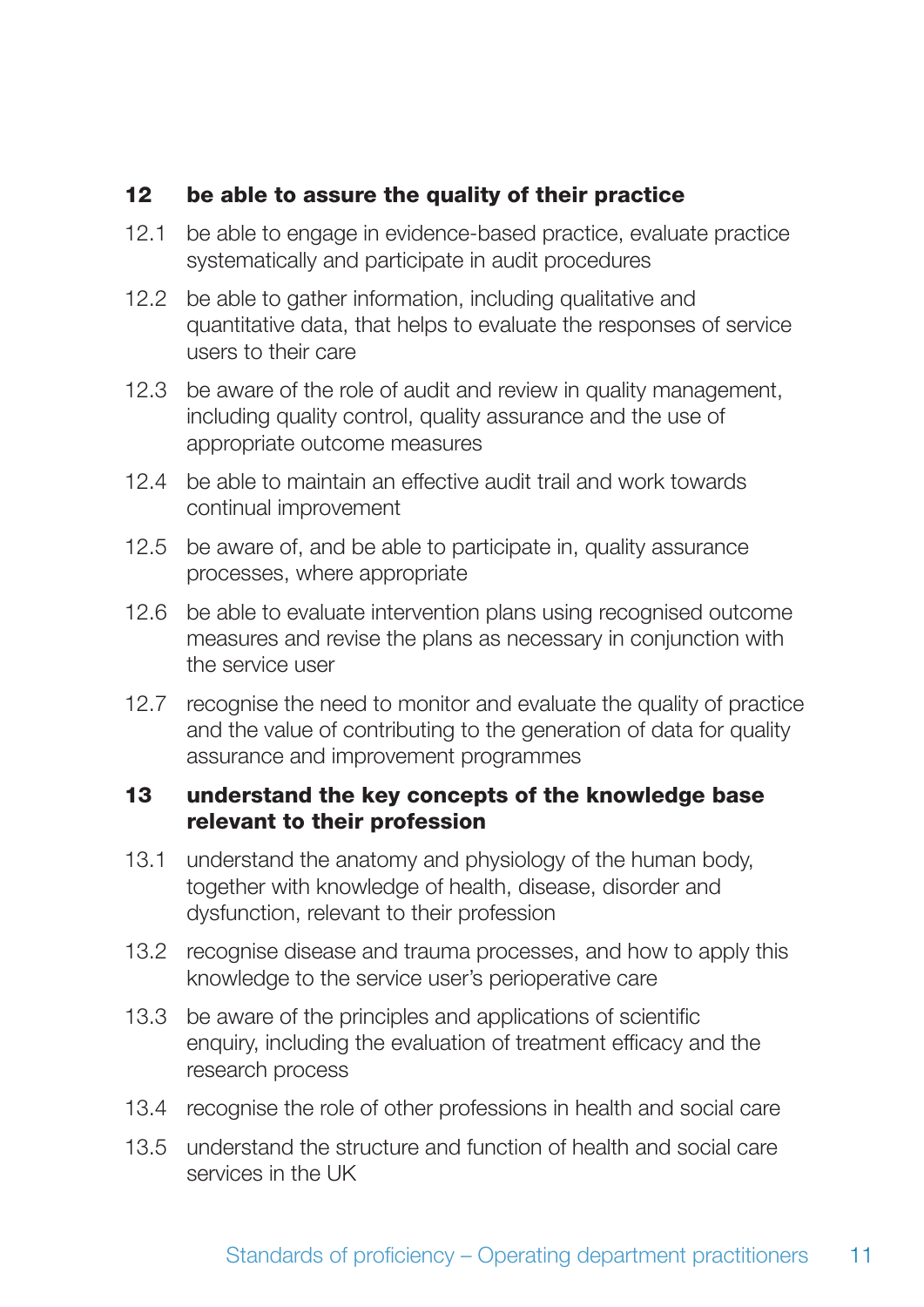**12 be able to assure the quality of their practice**

12.1 be able to engage in evidence-based practice, evaluate practice systematically and participate in audit procedures

12.2 be able to gather information, including qualitative and quantitative data, that helps to evaluate the responses of service users to their care

12.3 be aware of the role of audit and review in quality management, including quality control, quality assurance and the use of appropriate outcome measures

12.4 be able to maintain an effective audit trail and work towards continual improvement

12.5 be aware of, and be able to participate in, quality assurance processes, where appropriate

12.6 be able to evaluate intervention plans using recognised outcome measures and revise the plans as necessary in conjunction with the service user

12.7 recognise the need to monitor and evaluate the quality of practice and the value of contributing to the generation of data for quality assurance and improvement programmes

**13 understand the key concepts of the knowledge base relevant to their profession**

13.1 understand the anatomy and physiology of the human body, together with knowledge of health, disease, disorder and dysfunction, relevant to their profession

13.2 recognise disease and trauma processes, and how to apply this knowledge to the service user's perioperative care

13.3 be aware of the principles and applications of scientific enquiry, including the evaluation of treatment efficacy and the research process

13.4 recognise the role of other professions in health and social care

13.5 understand the structure and function of health and social care services in the UK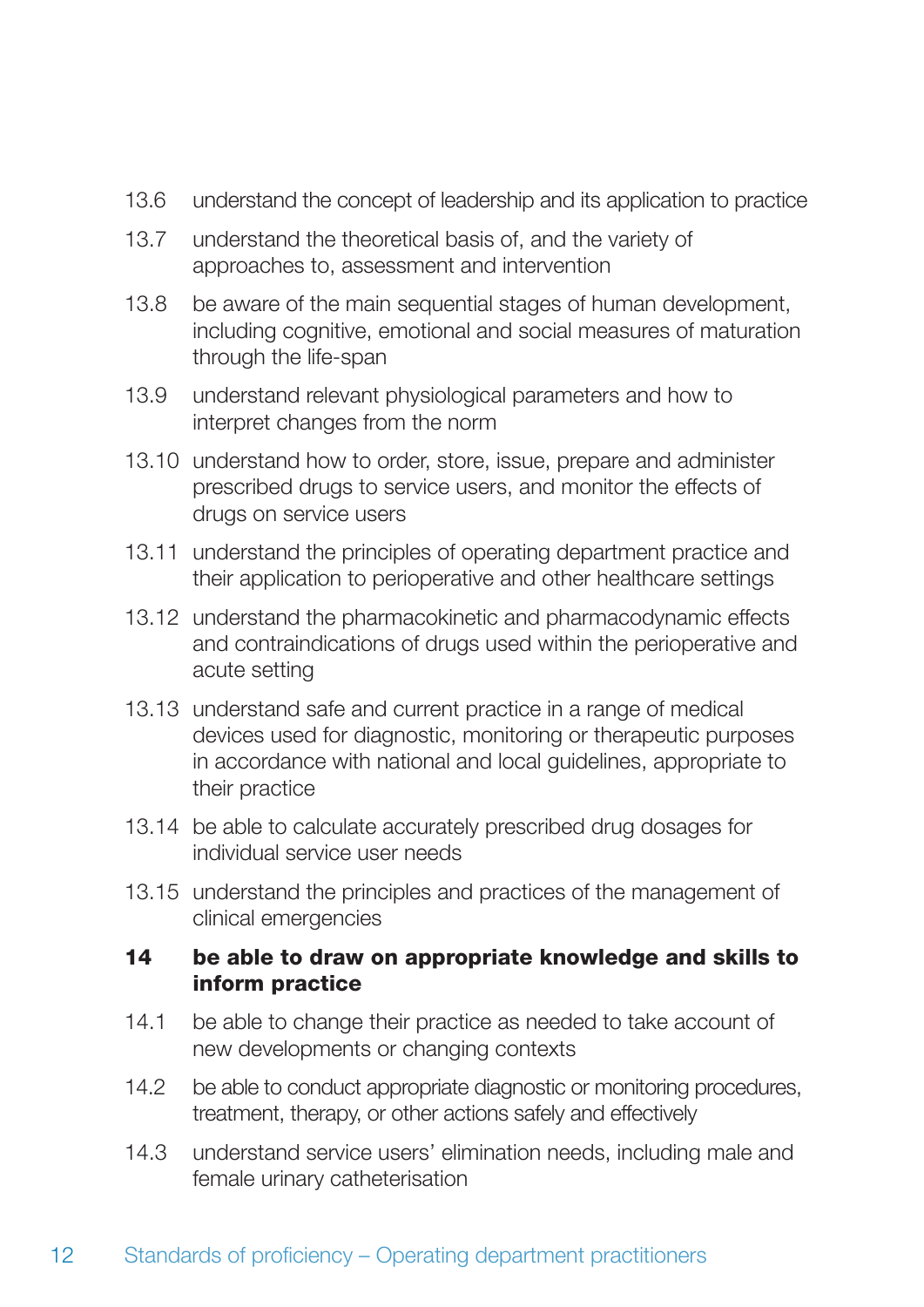13.6 understand the concept of leadership and its application to practice

13.7 understand the theoretical basis of, and the variety of approaches to, assessment and intervention

13.8 be aware of the main sequential stages of human development, including cognitive, emotional and social measures of maturation through the life-span

13.9 understand relevant physiological parameters and how to interpret changes from the norm

13.10 understand how to order, store, issue, prepare and administer prescribed drugs to service users, and monitor the effects of drugs on service users

13.11 understand the principles of operating department practice and their application to perioperative and other healthcare settings

13.12 understand the pharmacokinetic and pharmacodynamic effects and contraindications of drugs used within the perioperative and acute setting

13.13 understand safe and current practice in a range of medical devices used for diagnostic, monitoring or therapeutic purposes in accordance with national and local guidelines, appropriate to their practice

13.14 be able to calculate accurately prescribed drug dosages for individual service user needs

13.15 understand the principles and practices of the management of clinical emergencies

**14 be able to draw on appropriate knowledge and skills to inform practice**

14.1 be able to change their practice as needed to take account of new developments or changing contexts

14.2 be able to conduct appropriate diagnostic or monitoring procedures, treatment, therapy, or other actions safely and effectively

14.3 understand service users' elimination needs, including male and female urinary catheterisation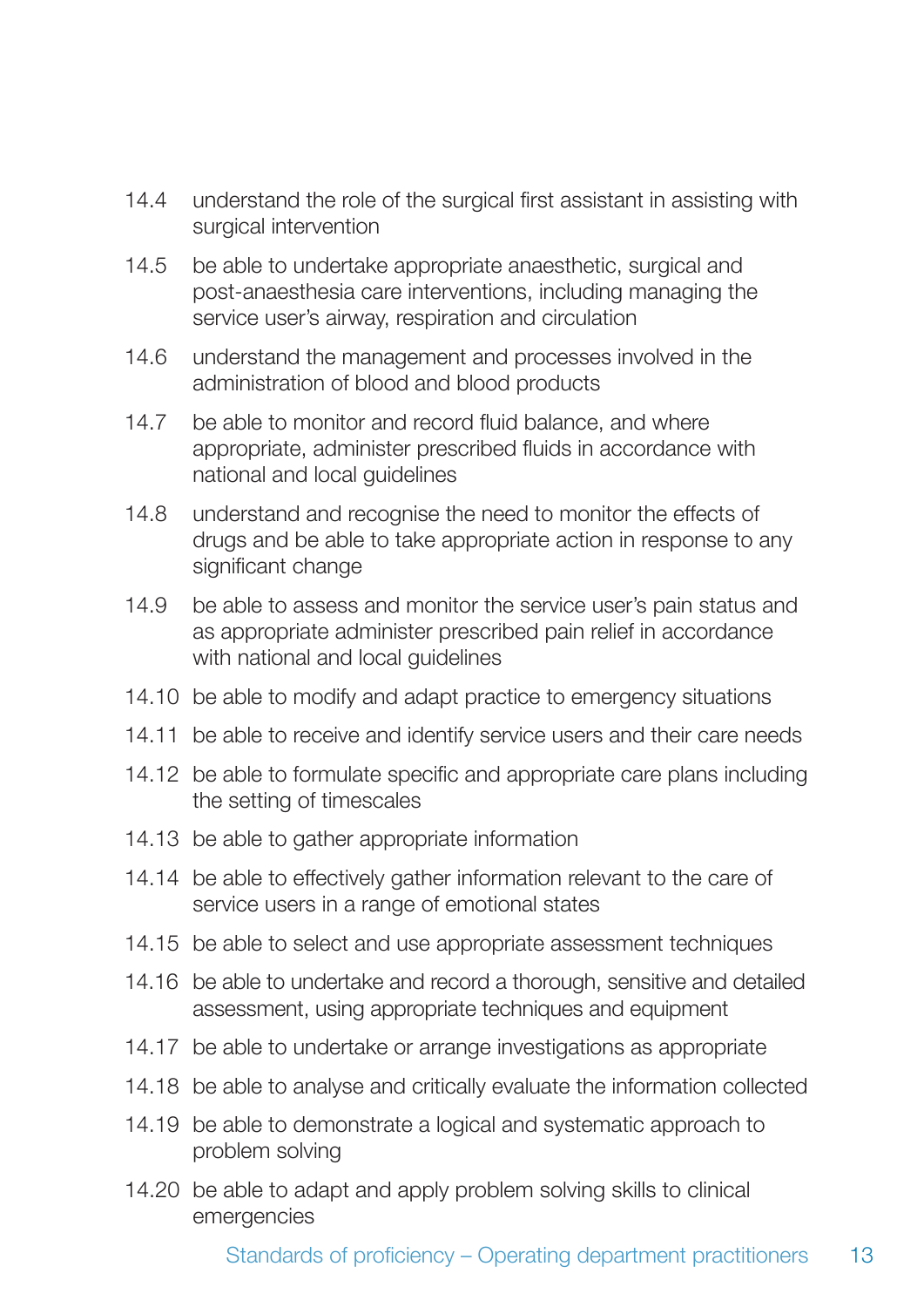14.4 understand the role of the surgical first assistant in assisting with surgical intervention

14.5 be able to undertake appropriate anaesthetic, surgical and post-anaesthesia care interventions, including managing the service user's airway, respiration and circulation

14.6 understand the management and processes involved in the administration of blood and blood products

14.7 be able to monitor and record fluid balance, and where appropriate, administer prescribed fluids in accordance with national and local guidelines

14.8 understand and recognise the need to monitor the effects of drugs and be able to take appropriate action in response to any significant change

14.9 be able to assess and monitor the service user's pain status and as appropriate administer prescribed pain relief in accordance with national and local guidelines

14.10 be able to modify and adapt practice to emergency situations

14.11 be able to receive and identify service users and their care needs

14.12 be able to formulate specific and appropriate care plans including the setting of timescales

14.13 be able to gather appropriate information

14.14 be able to effectively gather information relevant to the care of service users in a range of emotional states

14.15 be able to select and use appropriate assessment techniques

14.16 be able to undertake and record a thorough, sensitive and detailed assessment, using appropriate techniques and equipment

14.17 be able to undertake or arrange investigations as appropriate

14.18 be able to analyse and critically evaluate the information collected

14.19 be able to demonstrate a logical and systematic approach to problem solving

14.20 be able to adapt and apply problem solving skills to clinical emergencies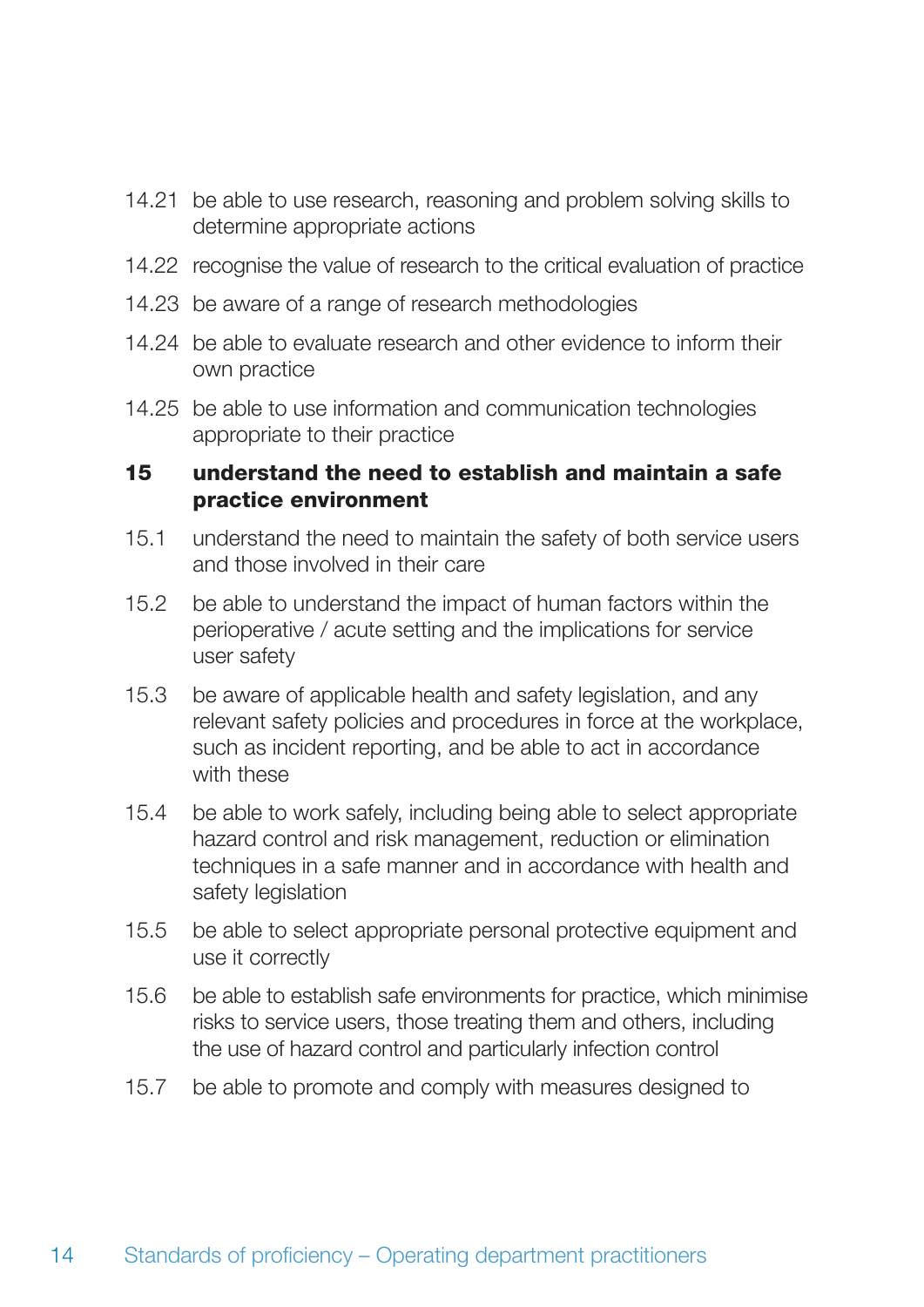14.21 be able to use research, reasoning and problem solving skills to determine appropriate actions

14.22 recognise the value of research to the critical evaluation of practice

14.23 be aware of a range of research methodologies

14.24 be able to evaluate research and other evidence to inform their own practice

14.25 be able to use information and communication technologies appropriate to their practice

**15 understand the need to establish and maintain a safe practice environment**

15.1 understand the need to maintain the safety of both service users and those involved in their care

15.2 be able to understand the impact of human factors within the perioperative / acute setting and the implications for service user safety

15.3 be aware of applicable health and safety legislation, and any relevant safety policies and procedures in force at the workplace, such as incident reporting, and be able to act in accordance with these

15.4 be able to work safely, including being able to select appropriate hazard control and risk management, reduction or elimination techniques in a safe manner and in accordance with health and safety legislation

15.5 be able to select appropriate personal protective equipment and use it correctly

15.6 be able to establish safe environments for practice, which minimise risks to service users, those treating them and others, including the use of hazard control and particularly infection control

15.7 be able to promote and comply with measures designed to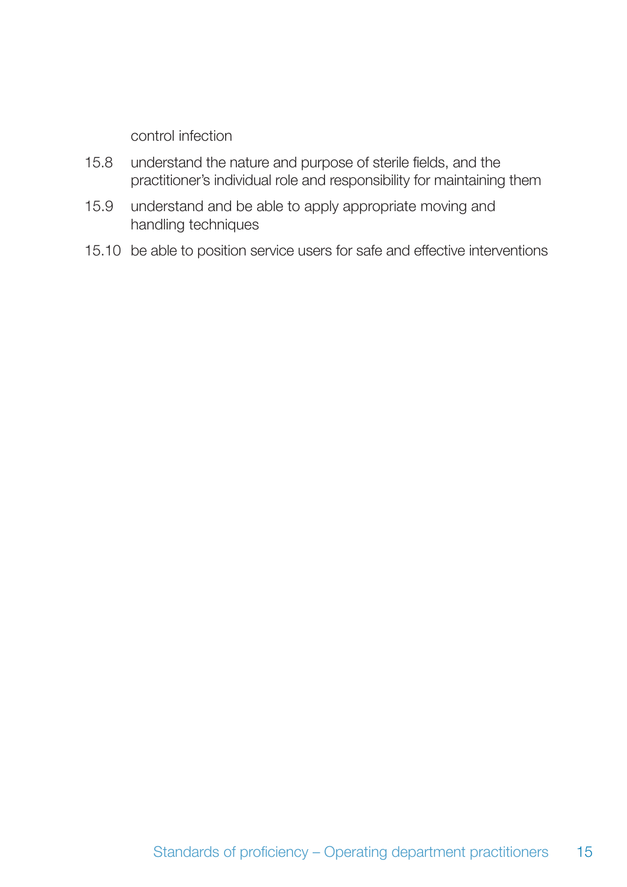control infection

15.8 understand the nature and purpose of sterile fields, and the practitioner's individual role and responsibility for maintaining them

15.9 understand and be able to apply appropriate moving and handling techniques

15.10 be able to position service users for safe and effective interventions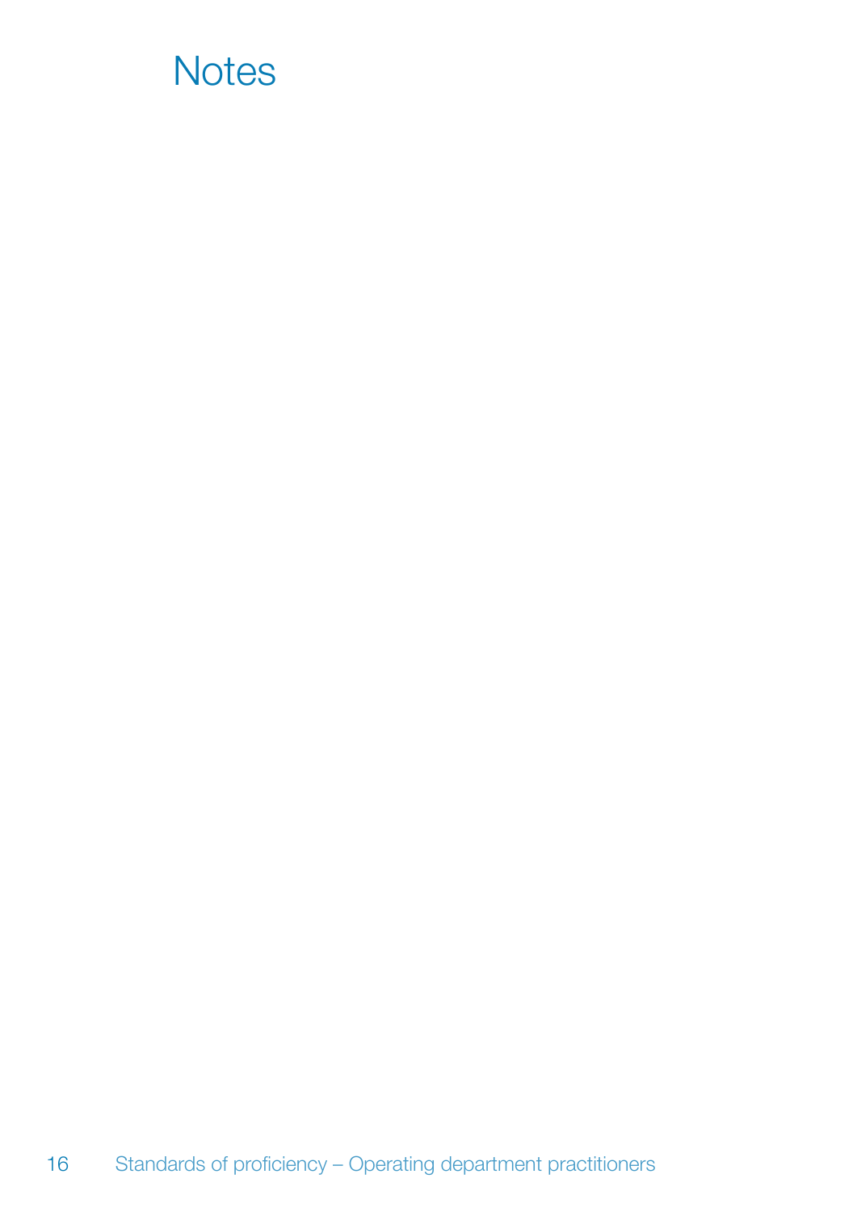# Notes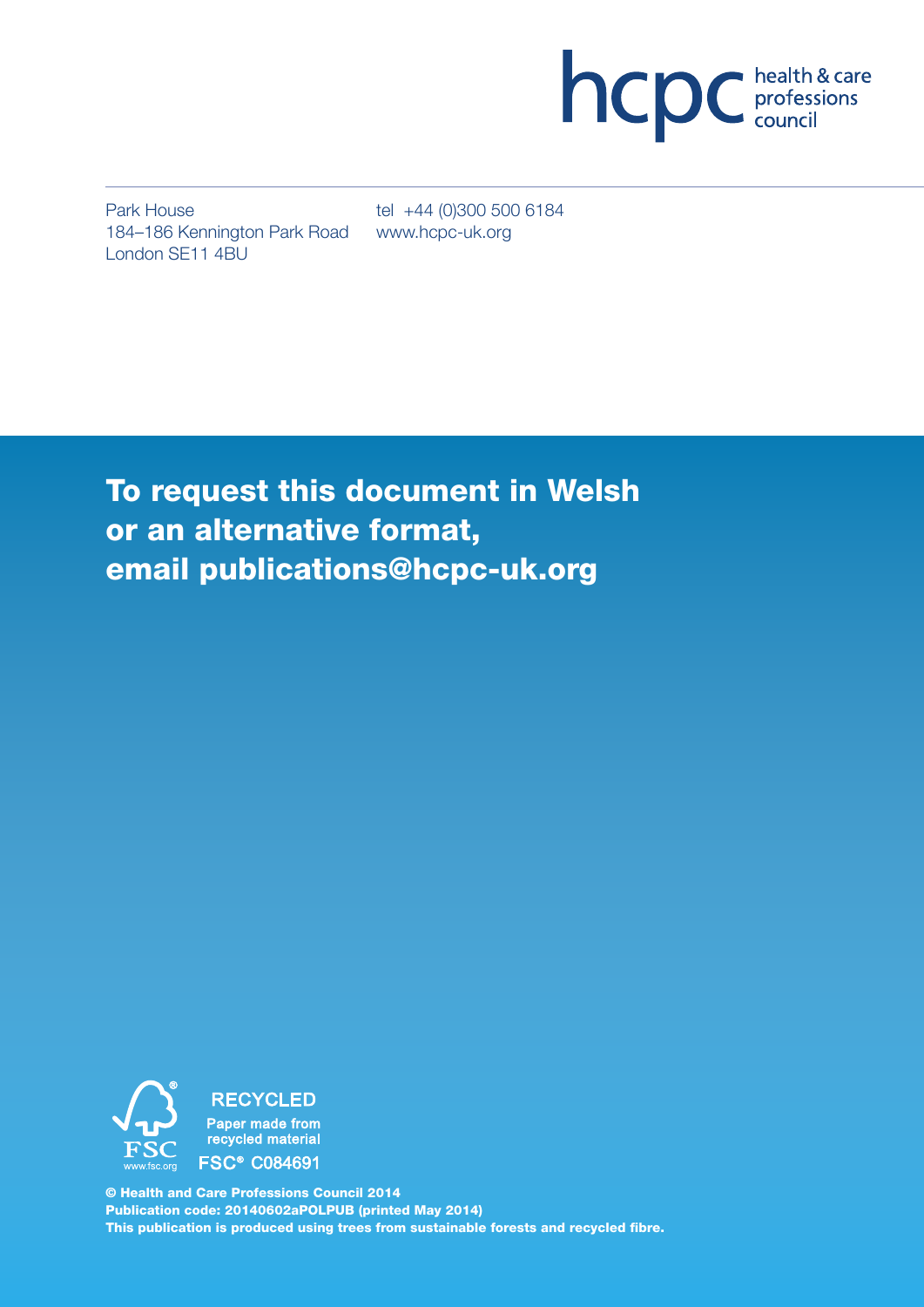hcpc health & care professions council

Park House
184–186 Kennington Park Road
London SE11 4BU

tel +44 (0)300 500 6184
www.hcpc-uk.org

**To request this document in Welsh or an alternative format, email publications@hcpc-uk.org**

RECYCLED
Paper made from recycled material
FSC® C084691
FSC
www.fsc.org

**© Health and Care Professions Council 2014**
**Publication code: 20140602aPOLPUB (printed May 2014)**
**This publication is produced using trees from sustainable forests and recycled fibre.**